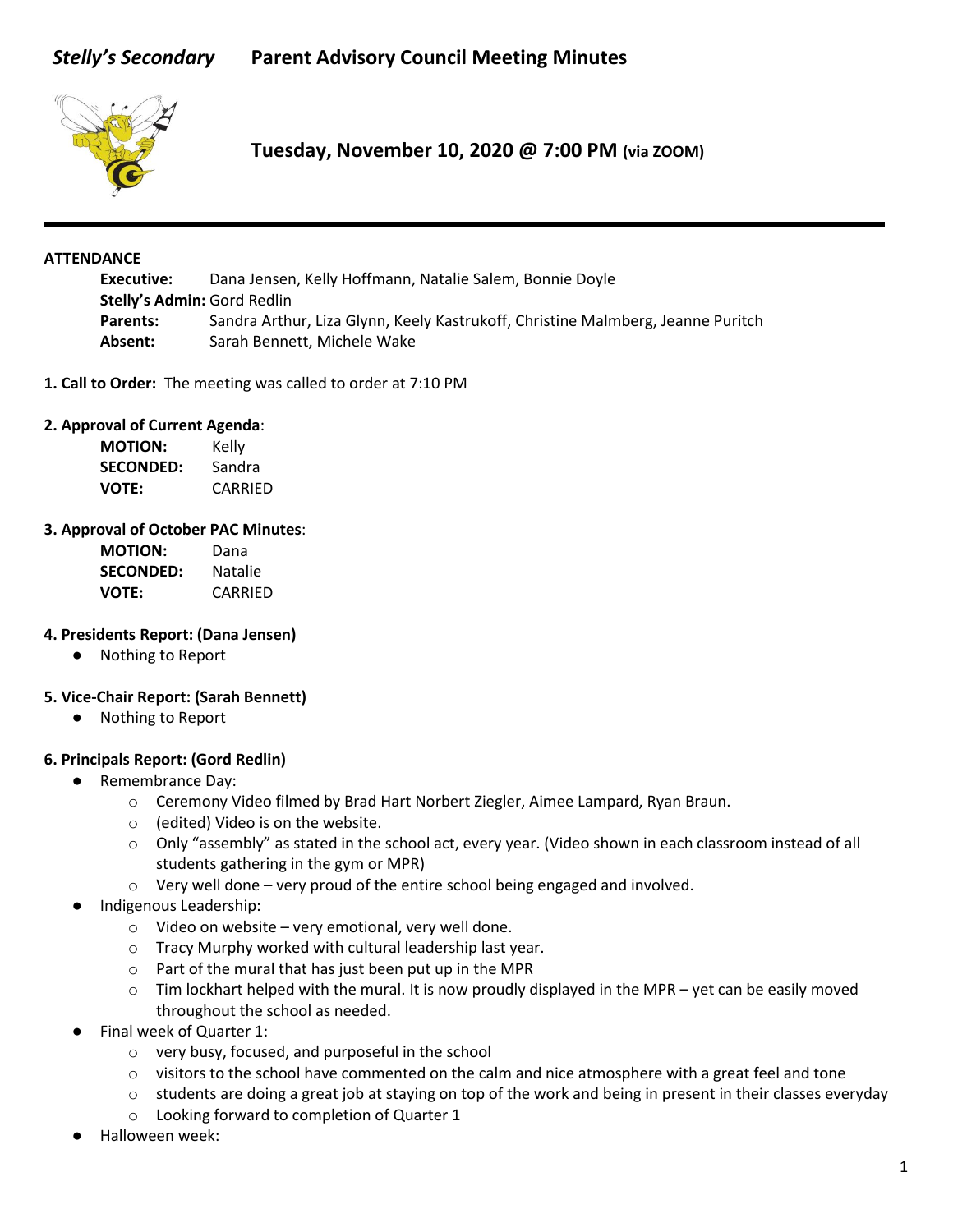# *Stelly's Secondary* Parent Advisory Council Meeting Minutes

## Tuesday, November 10, 2020 @ 7:00 PM (via ZOOM)

**ATTENDANCE**

**Executive:** Dana Jensen, Kelly Hoffmann, Natalie Salem, Bonnie Doyle
**Stelly's Admin:** Gord Redlin
**Parents:** Sandra Arthur, Liza Glynn, Keely Kastrukoff, Christine Malmberg, Jeanne Puritch
**Absent:** Sarah Bennett, Michele Wake

**1. Call to Order:** The meeting was called to order at 7:10 PM

**2. Approval of Current Agenda**:

**MOTION:** Kelly
**SECONDED:** Sandra
**VOTE:** CARRIED

**3. Approval of October PAC Minutes**:

**MOTION:** Dana
**SECONDED:** Natalie
**VOTE:** CARRIED

**4. Presidents Report: (Dana Jensen)**

- Nothing to Report

**5. Vice-Chair Report: (Sarah Bennett)**

- Nothing to Report

**6. Principals Report: (Gord Redlin)**

- Remembrance Day:
  - Ceremony Video filmed by Brad Hart Norbert Ziegler, Aimee Lampard, Ryan Braun.
  - (edited) Video is on the website.
  - Only "assembly" as stated in the school act, every year. (Video shown in each classroom instead of all students gathering in the gym or MPR)
  - Very well done – very proud of the entire school being engaged and involved.
- Indigenous Leadership:
  - Video on website – very emotional, very well done.
  - Tracy Murphy worked with cultural leadership last year.
  - Part of the mural that has just been put up in the MPR
  - Tim lockhart helped with the mural. It is now proudly displayed in the MPR – yet can be easily moved throughout the school as needed.
- Final week of Quarter 1:
  - very busy, focused, and purposeful in the school
  - visitors to the school have commented on the calm and nice atmosphere with a great feel and tone
  - students are doing a great job at staying on top of the work and being in present in their classes everyday
  - Looking forward to completion of Quarter 1
- Halloween week: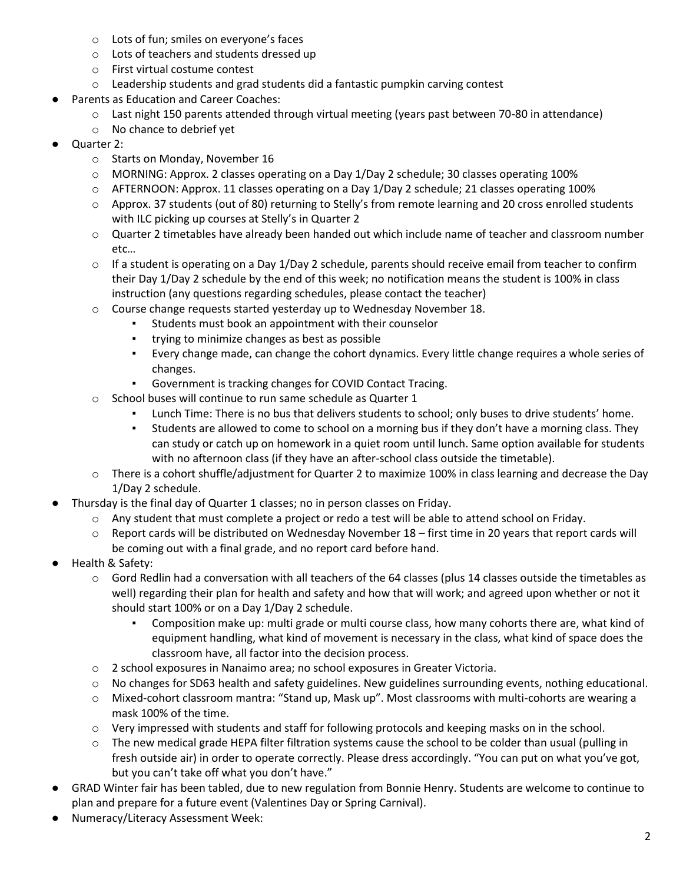- Lots of fun; smiles on everyone's faces
  - Lots of teachers and students dressed up
  - First virtual costume contest
  - Leadership students and grad students did a fantastic pumpkin carving contest
- Parents as Education and Career Coaches:
  - Last night 150 parents attended through virtual meeting (years past between 70-80 in attendance)
  - No chance to debrief yet
- Quarter 2:
  - Starts on Monday, November 16
  - MORNING: Approx. 2 classes operating on a Day 1/Day 2 schedule; 30 classes operating 100%
  - AFTERNOON: Approx. 11 classes operating on a Day 1/Day 2 schedule; 21 classes operating 100%
  - Approx. 37 students (out of 80) returning to Stelly's from remote learning and 20 cross enrolled students with ILC picking up courses at Stelly's in Quarter 2
  - Quarter 2 timetables have already been handed out which include name of teacher and classroom number etc…
  - If a student is operating on a Day 1/Day 2 schedule, parents should receive email from teacher to confirm their Day 1/Day 2 schedule by the end of this week; no notification means the student is 100% in class instruction (any questions regarding schedules, please contact the teacher)
  - Course change requests started yesterday up to Wednesday November 18.
    - Students must book an appointment with their counselor
    - trying to minimize changes as best as possible
    - Every change made, can change the cohort dynamics. Every little change requires a whole series of changes.
    - Government is tracking changes for COVID Contact Tracing.
  - School buses will continue to run same schedule as Quarter 1
    - Lunch Time: There is no bus that delivers students to school; only buses to drive students' home.
    - Students are allowed to come to school on a morning bus if they don't have a morning class. They can study or catch up on homework in a quiet room until lunch. Same option available for students with no afternoon class (if they have an after-school class outside the timetable).
  - There is a cohort shuffle/adjustment for Quarter 2 to maximize 100% in class learning and decrease the Day 1/Day 2 schedule.
- Thursday is the final day of Quarter 1 classes; no in person classes on Friday.
  - Any student that must complete a project or redo a test will be able to attend school on Friday.
  - Report cards will be distributed on Wednesday November 18 – first time in 20 years that report cards will be coming out with a final grade, and no report card before hand.
- Health & Safety:
  - Gord Redlin had a conversation with all teachers of the 64 classes (plus 14 classes outside the timetables as well) regarding their plan for health and safety and how that will work; and agreed upon whether or not it should start 100% or on a Day 1/Day 2 schedule.
    - Composition make up: multi grade or multi course class, how many cohorts there are, what kind of equipment handling, what kind of movement is necessary in the class, what kind of space does the classroom have, all factor into the decision process.
  - 2 school exposures in Nanaimo area; no school exposures in Greater Victoria.
  - No changes for SD63 health and safety guidelines. New guidelines surrounding events, nothing educational.
  - Mixed-cohort classroom mantra: "Stand up, Mask up". Most classrooms with multi-cohorts are wearing a mask 100% of the time.
  - Very impressed with students and staff for following protocols and keeping masks on in the school.
  - The new medical grade HEPA filter filtration systems cause the school to be colder than usual (pulling in fresh outside air) in order to operate correctly. Please dress accordingly. "You can put on what you've got, but you can't take off what you don't have."
- GRAD Winter fair has been tabled, due to new regulation from Bonnie Henry. Students are welcome to continue to plan and prepare for a future event (Valentines Day or Spring Carnival).
- Numeracy/Literacy Assessment Week: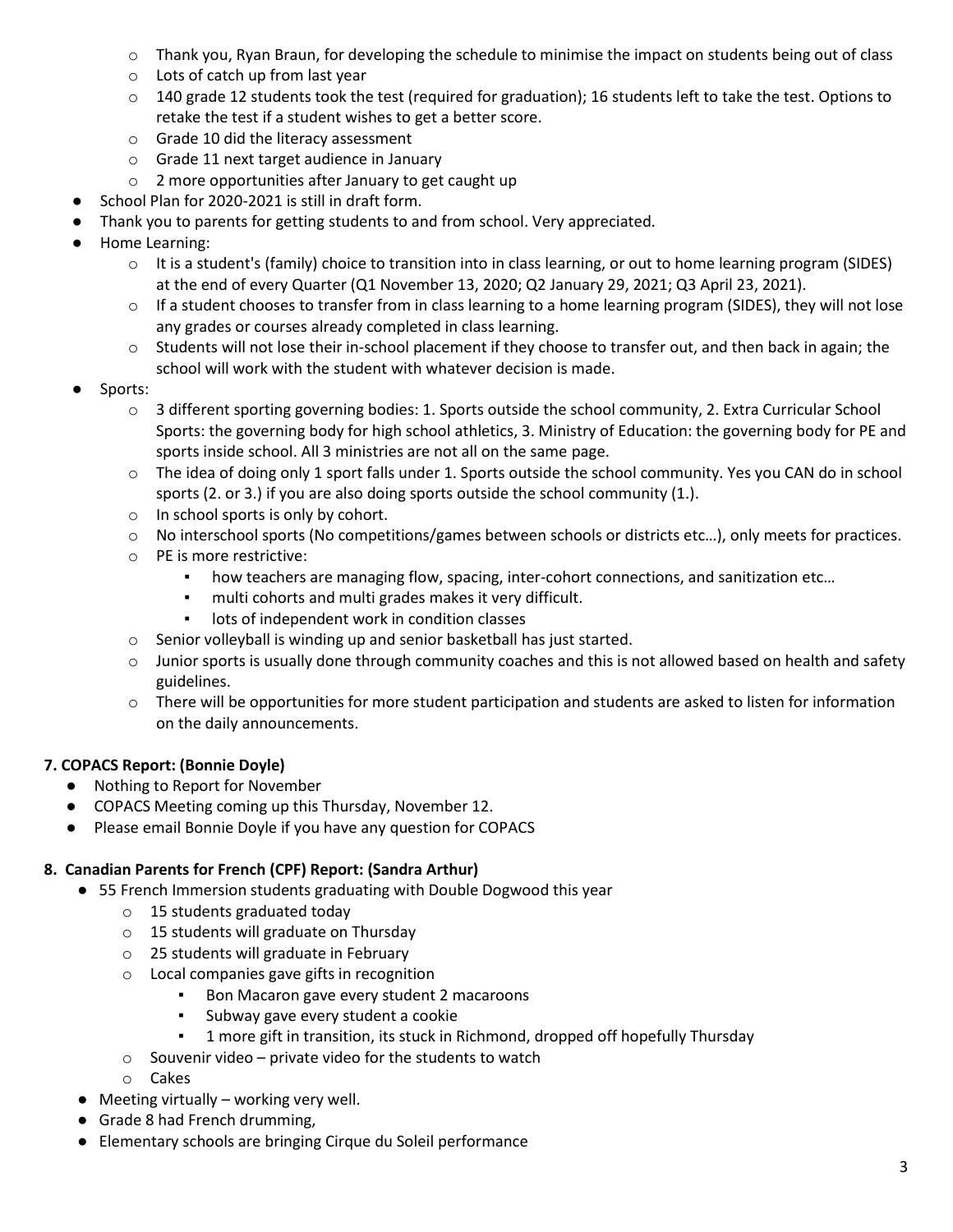- Thank you, Ryan Braun, for developing the schedule to minimise the impact on students being out of class
  - Lots of catch up from last year
  - 140 grade 12 students took the test (required for graduation); 16 students left to take the test. Options to retake the test if a student wishes to get a better score.
  - Grade 10 did the literacy assessment
  - Grade 11 next target audience in January
  - 2 more opportunities after January to get caught up
- School Plan for 2020-2021 is still in draft form.
- Thank you to parents for getting students to and from school. Very appreciated.
- Home Learning:
  - It is a student's (family) choice to transition into in class learning, or out to home learning program (SIDES) at the end of every Quarter (Q1 November 13, 2020; Q2 January 29, 2021; Q3 April 23, 2021).
  - If a student chooses to transfer from in class learning to a home learning program (SIDES), they will not lose any grades or courses already completed in class learning.
  - Students will not lose their in-school placement if they choose to transfer out, and then back in again; the school will work with the student with whatever decision is made.
- Sports:
  - 3 different sporting governing bodies: 1. Sports outside the school community, 2. Extra Curricular School Sports: the governing body for high school athletics, 3. Ministry of Education: the governing body for PE and sports inside school. All 3 ministries are not all on the same page.
  - The idea of doing only 1 sport falls under 1. Sports outside the school community. Yes you CAN do in school sports (2. or 3.) if you are also doing sports outside the school community (1.).
  - In school sports is only by cohort.
  - No interschool sports (No competitions/games between schools or districts etc…), only meets for practices.
  - PE is more restrictive:
    - how teachers are managing flow, spacing, inter-cohort connections, and sanitization etc…
    - multi cohorts and multi grades makes it very difficult.
    - lots of independent work in condition classes
  - Senior volleyball is winding up and senior basketball has just started.
  - Junior sports is usually done through community coaches and this is not allowed based on health and safety guidelines.
  - There will be opportunities for more student participation and students are asked to listen for information on the daily announcements.

**7. COPACS Report: (Bonnie Doyle)**

- Nothing to Report for November
- COPACS Meeting coming up this Thursday, November 12.
- Please email Bonnie Doyle if you have any question for COPACS

**8. Canadian Parents for French (CPF) Report: (Sandra Arthur)**

- 55 French Immersion students graduating with Double Dogwood this year
  - 15 students graduated today
  - 15 students will graduate on Thursday
  - 25 students will graduate in February
  - Local companies gave gifts in recognition
    - Bon Macaron gave every student 2 macaroons
    - Subway gave every student a cookie
    - 1 more gift in transition, its stuck in Richmond, dropped off hopefully Thursday
  - Souvenir video – private video for the students to watch
  - Cakes
- Meeting virtually – working very well.
- Grade 8 had French drumming,
- Elementary schools are bringing Cirque du Soleil performance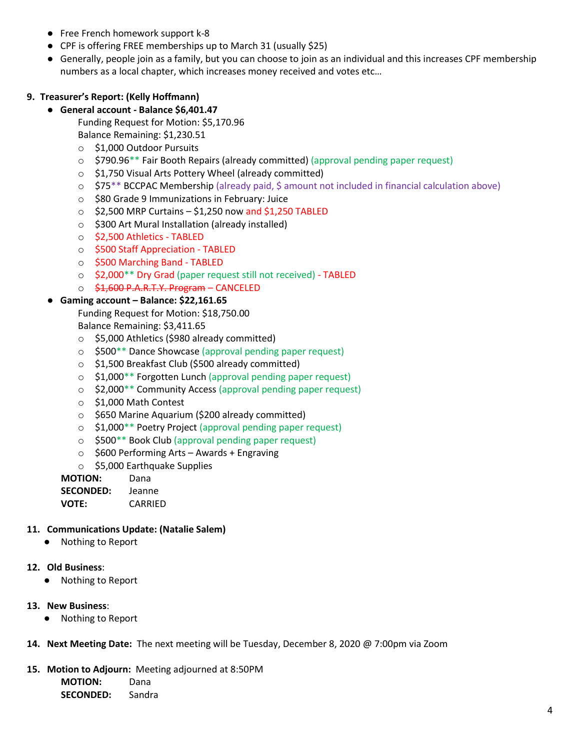- Free French homework support k-8
- CPF is offering FREE memberships up to March 31 (usually $25)
- Generally, people join as a family, but you can choose to join as an individual and this increases CPF membership numbers as a local chapter, which increases money received and votes etc…

**9. Treasurer's Report: (Kelly Hoffmann)**

- **General account - Balance $6,401.47**

  Funding Request for Motion: $5,170.96

  Balance Remaining: $1,230.51

  - $1,000 Outdoor Pursuits
  - $790.96** Fair Booth Repairs (already committed) (approval pending paper request)
  - $1,750 Visual Arts Pottery Wheel (already committed)
  - $75** BCCPAC Membership (already paid, $ amount not included in financial calculation above)
  - $80 Grade 9 Immunizations in February: Juice
  - $2,500 MRP Curtains – $1,250 now and $1,250 TABLED
  - $300 Art Mural Installation (already installed)
  - $2,500 Athletics - TABLED
  - $500 Staff Appreciation - TABLED
  - $500 Marching Band - TABLED
  - $2,000** Dry Grad (paper request still not received) - TABLED
  - ~~$1,600 P.A.R.T.Y. Program~~ – CANCELED

- **Gaming account – Balance: $22,161.65**

  Funding Request for Motion: $18,750.00

  Balance Remaining: $3,411.65

  - $5,000 Athletics ($980 already committed)
  - $500** Dance Showcase (approval pending paper request)
  - $1,500 Breakfast Club ($500 already committed)
  - $1,000** Forgotten Lunch (approval pending paper request)
  - $2,000** Community Access (approval pending paper request)
  - $1,000 Math Contest
  - $650 Marine Aquarium ($200 already committed)
  - $1,000** Poetry Project (approval pending paper request)
  - $500** Book Club (approval pending paper request)
  - $600 Performing Arts – Awards + Engraving
  - $5,000 Earthquake Supplies

**MOTION:** Dana
**SECONDED:** Jeanne
**VOTE:** CARRIED

**11. Communications Update: (Natalie Salem)**

- Nothing to Report

**12. Old Business**:

- Nothing to Report

**13. New Business**:

- Nothing to Report

**14. Next Meeting Date:** The next meeting will be Tuesday, December 8, 2020 @ 7:00pm via Zoom

**15. Motion to Adjourn:** Meeting adjourned at 8:50PM

**MOTION:** Dana
**SECONDED:** Sandra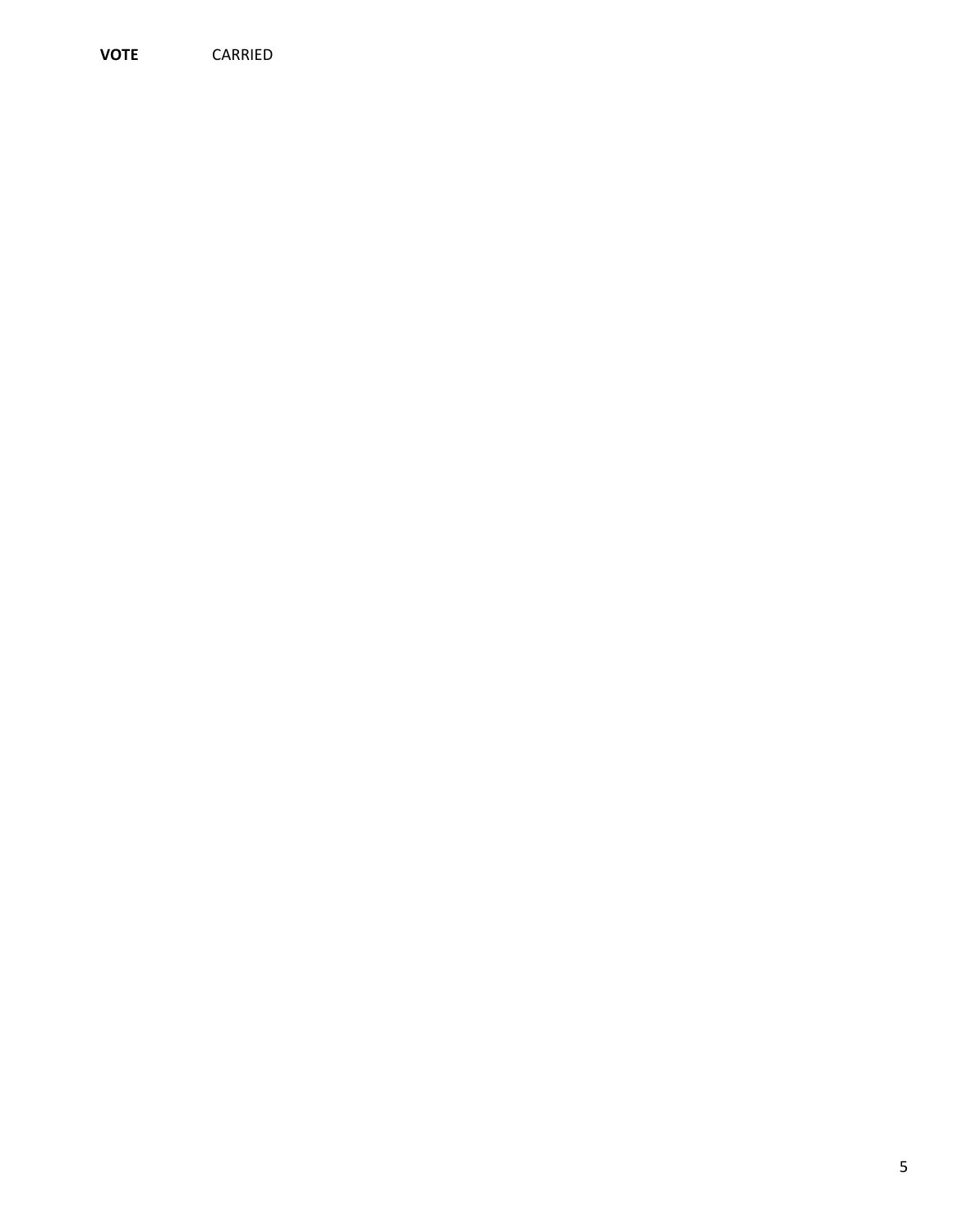**VOTE** CARRIED